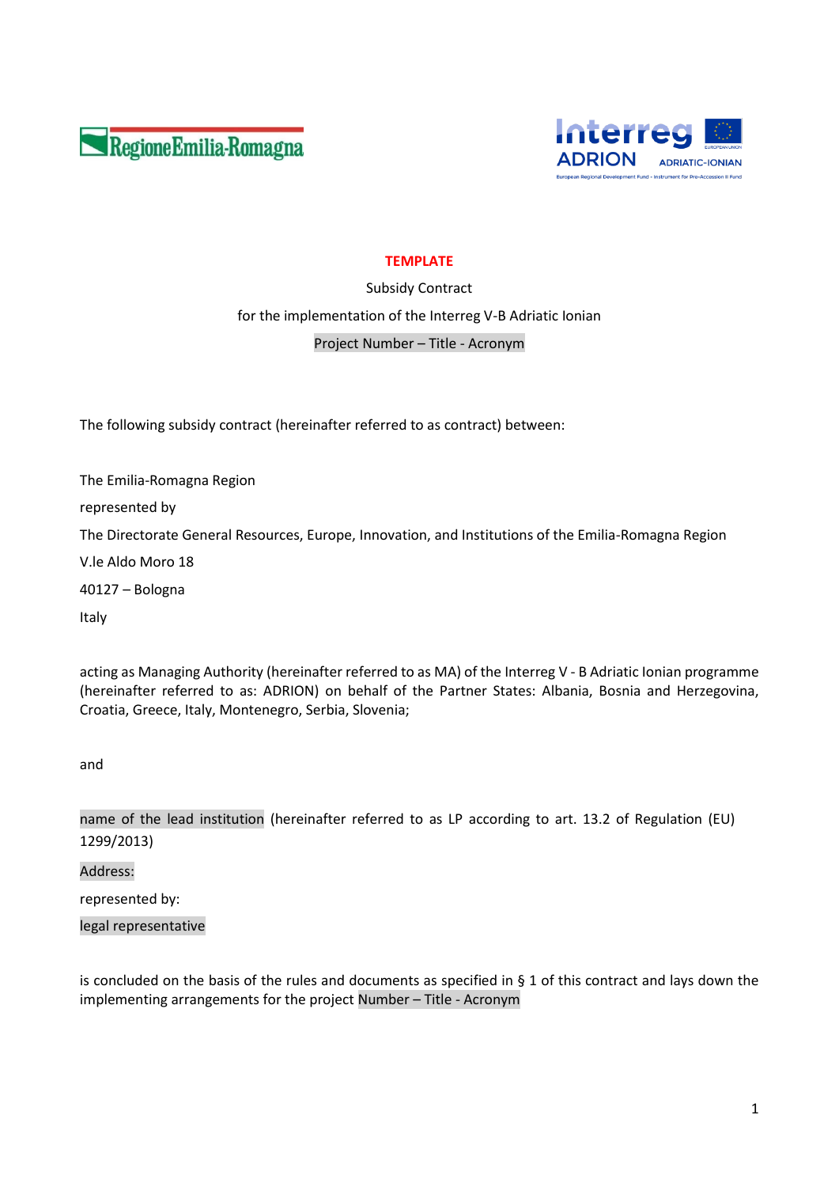**TEMPLATE**

Subsidy Contract

for the implementation of the Interreg V-B Adriatic Ionian

Project Number – Title - Acronym

The following subsidy contract (hereinafter referred to as contract) between:

The Emilia-Romagna Region

represented by

The Directorate General Resources, Europe, Innovation, and Institutions of the Emilia-Romagna Region

V.le Aldo Moro 18

40127 – Bologna

Italy

acting as Managing Authority (hereinafter referred to as MA) of the Interreg V - B Adriatic Ionian programme (hereinafter referred to as: ADRION) on behalf of the Partner States: Albania, Bosnia and Herzegovina, Croatia, Greece, Italy, Montenegro, Serbia, Slovenia;

and

name of the lead institution (hereinafter referred to as LP according to art. 13.2 of Regulation (EU) 1299/2013)

Address:

represented by:

legal representative

is concluded on the basis of the rules and documents as specified in § 1 of this contract and lays down the implementing arrangements for the project Number – Title - Acronym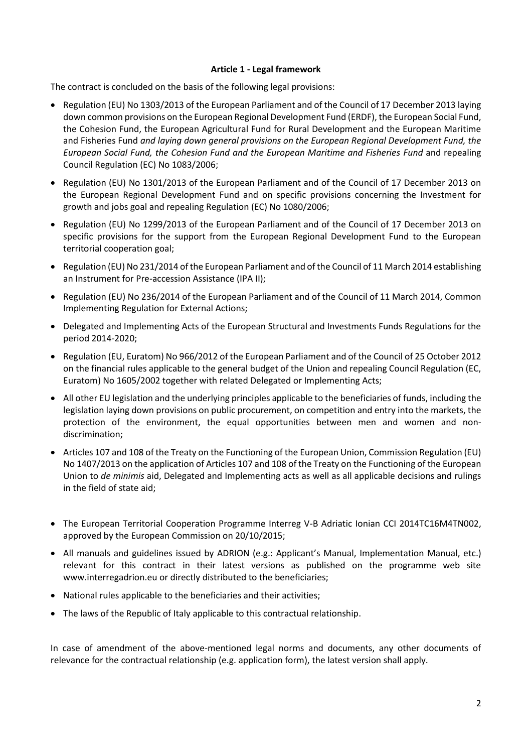**Article 1 - Legal framework**

The contract is concluded on the basis of the following legal provisions:

- Regulation (EU) No 1303/2013 of the European Parliament and of the Council of 17 December 2013 laying down common provisions on the European Regional Development Fund (ERDF), the European Social Fund, the Cohesion Fund, the European Agricultural Fund for Rural Development and the European Maritime and Fisheries Fund *and laying down general provisions on the European Regional Development Fund, the European Social Fund, the Cohesion Fund and the European Maritime and Fisheries Fund* and repealing Council Regulation (EC) No 1083/2006;
- Regulation (EU) No 1301/2013 of the European Parliament and of the Council of 17 December 2013 on the European Regional Development Fund and on specific provisions concerning the Investment for growth and jobs goal and repealing Regulation (EC) No 1080/2006;
- Regulation (EU) No 1299/2013 of the European Parliament and of the Council of 17 December 2013 on specific provisions for the support from the European Regional Development Fund to the European territorial cooperation goal;
- Regulation (EU) No 231/2014 of the European Parliament and of the Council of 11 March 2014 establishing an Instrument for Pre-accession Assistance (IPA II);
- Regulation (EU) No 236/2014 of the European Parliament and of the Council of 11 March 2014, Common Implementing Regulation for External Actions;
- Delegated and Implementing Acts of the European Structural and Investments Funds Regulations for the period 2014-2020;
- Regulation (EU, Euratom) No 966/2012 of the European Parliament and of the Council of 25 October 2012 on the financial rules applicable to the general budget of the Union and repealing Council Regulation (EC, Euratom) No 1605/2002 together with related Delegated or Implementing Acts;
- All other EU legislation and the underlying principles applicable to the beneficiaries of funds, including the legislation laying down provisions on public procurement, on competition and entry into the markets, the protection of the environment, the equal opportunities between men and women and non-discrimination;
- Articles 107 and 108 of the Treaty on the Functioning of the European Union, Commission Regulation (EU) No 1407/2013 on the application of Articles 107 and 108 of the Treaty on the Functioning of the European Union to *de minimis* aid, Delegated and Implementing acts as well as all applicable decisions and rulings in the field of state aid;
- The European Territorial Cooperation Programme Interreg V-B Adriatic Ionian CCI 2014TC16M4TN002, approved by the European Commission on 20/10/2015;
- All manuals and guidelines issued by ADRION (e.g.: Applicant's Manual, Implementation Manual, etc.) relevant for this contract in their latest versions as published on the programme web site www.interregadrion.eu or directly distributed to the beneficiaries;
- National rules applicable to the beneficiaries and their activities;
- The laws of the Republic of Italy applicable to this contractual relationship.

In case of amendment of the above-mentioned legal norms and documents, any other documents of relevance for the contractual relationship (e.g. application form), the latest version shall apply.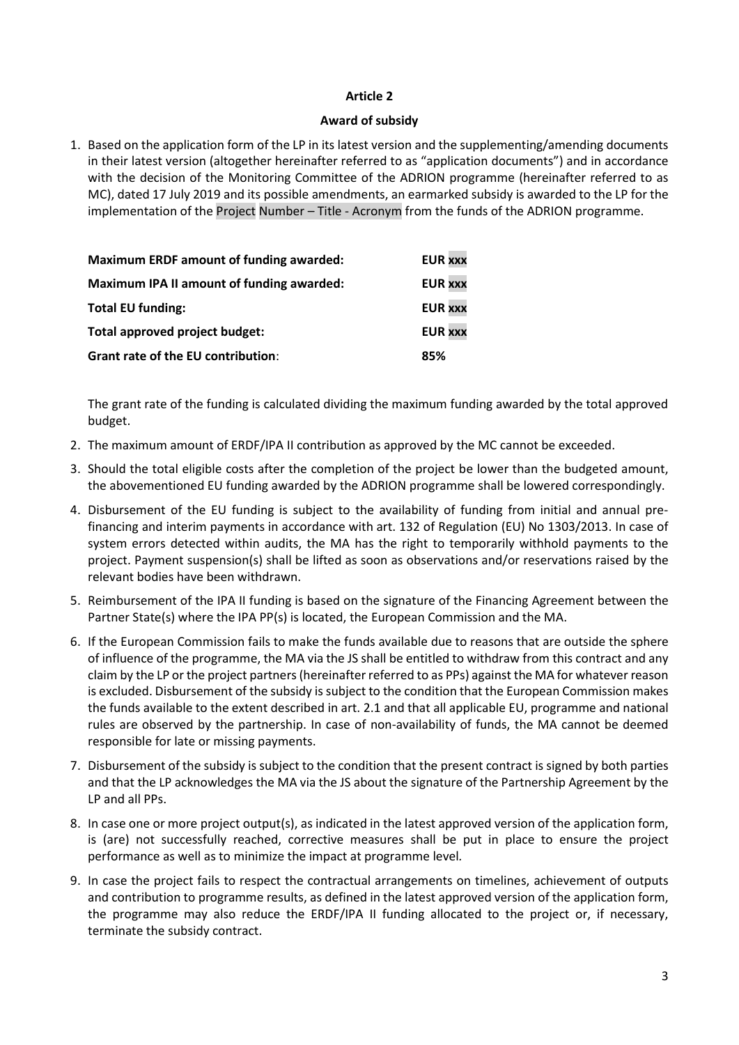**Article 2**

**Award of subsidy**

1. Based on the application form of the LP in its latest version and the supplementing/amending documents in their latest version (altogether hereinafter referred to as "application documents") and in accordance with the decision of the Monitoring Committee of the ADRION programme (hereinafter referred to as MC), dated 17 July 2019 and its possible amendments, an earmarked subsidy is awarded to the LP for the implementation of the Project Number – Title - Acronym from the funds of the ADRION programme.

| | |
|---|---|
| **Maximum ERDF amount of funding awarded:** | **EUR xxx** |
| **Maximum IPA II amount of funding awarded:** | **EUR xxx** |
| **Total EU funding:** | **EUR xxx** |
| **Total approved project budget:** | **EUR xxx** |
| **Grant rate of the EU contribution**: | **85%** |

The grant rate of the funding is calculated dividing the maximum funding awarded by the total approved budget.

2. The maximum amount of ERDF/IPA II contribution as approved by the MC cannot be exceeded.
3. Should the total eligible costs after the completion of the project be lower than the budgeted amount, the abovementioned EU funding awarded by the ADRION programme shall be lowered correspondingly.
4. Disbursement of the EU funding is subject to the availability of funding from initial and annual pre-financing and interim payments in accordance with art. 132 of Regulation (EU) No 1303/2013. In case of system errors detected within audits, the MA has the right to temporarily withhold payments to the project. Payment suspension(s) shall be lifted as soon as observations and/or reservations raised by the relevant bodies have been withdrawn.
5. Reimbursement of the IPA II funding is based on the signature of the Financing Agreement between the Partner State(s) where the IPA PP(s) is located, the European Commission and the MA.
6. If the European Commission fails to make the funds available due to reasons that are outside the sphere of influence of the programme, the MA via the JS shall be entitled to withdraw from this contract and any claim by the LP or the project partners (hereinafter referred to as PPs) against the MA for whatever reason is excluded. Disbursement of the subsidy is subject to the condition that the European Commission makes the funds available to the extent described in art. 2.1 and that all applicable EU, programme and national rules are observed by the partnership. In case of non-availability of funds, the MA cannot be deemed responsible for late or missing payments.
7. Disbursement of the subsidy is subject to the condition that the present contract is signed by both parties and that the LP acknowledges the MA via the JS about the signature of the Partnership Agreement by the LP and all PPs.
8. In case one or more project output(s), as indicated in the latest approved version of the application form, is (are) not successfully reached, corrective measures shall be put in place to ensure the project performance as well as to minimize the impact at programme level.
9. In case the project fails to respect the contractual arrangements on timelines, achievement of outputs and contribution to programme results, as defined in the latest approved version of the application form, the programme may also reduce the ERDF/IPA II funding allocated to the project or, if necessary, terminate the subsidy contract.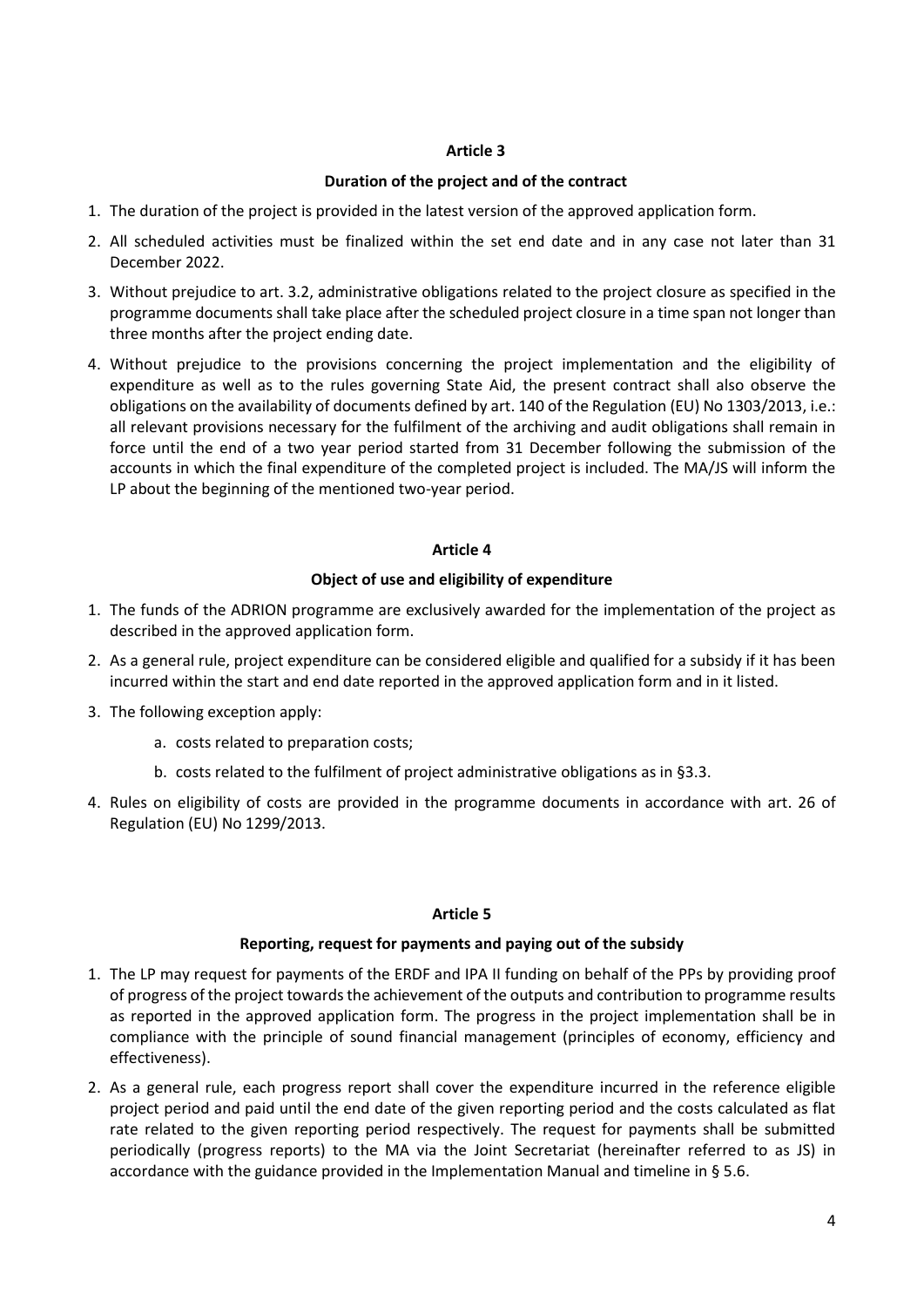## Article 3

### Duration of the project and of the contract

1. The duration of the project is provided in the latest version of the approved application form.
2. All scheduled activities must be finalized within the set end date and in any case not later than 31 December 2022.
3. Without prejudice to art. 3.2, administrative obligations related to the project closure as specified in the programme documents shall take place after the scheduled project closure in a time span not longer than three months after the project ending date.
4. Without prejudice to the provisions concerning the project implementation and the eligibility of expenditure as well as to the rules governing State Aid, the present contract shall also observe the obligations on the availability of documents defined by art. 140 of the Regulation (EU) No 1303/2013, i.e.: all relevant provisions necessary for the fulfilment of the archiving and audit obligations shall remain in force until the end of a two year period started from 31 December following the submission of the accounts in which the final expenditure of the completed project is included. The MA/JS will inform the LP about the beginning of the mentioned two-year period.

## Article 4

### Object of use and eligibility of expenditure

1. The funds of the ADRION programme are exclusively awarded for the implementation of the project as described in the approved application form.
2. As a general rule, project expenditure can be considered eligible and qualified for a subsidy if it has been incurred within the start and end date reported in the approved application form and in it listed.
3. The following exception apply:
    a. costs related to preparation costs;
    b. costs related to the fulfilment of project administrative obligations as in §3.3.
4. Rules on eligibility of costs are provided in the programme documents in accordance with art. 26 of Regulation (EU) No 1299/2013.

## Article 5

### Reporting, request for payments and paying out of the subsidy

1. The LP may request for payments of the ERDF and IPA II funding on behalf of the PPs by providing proof of progress of the project towards the achievement of the outputs and contribution to programme results as reported in the approved application form. The progress in the project implementation shall be in compliance with the principle of sound financial management (principles of economy, efficiency and effectiveness).
2. As a general rule, each progress report shall cover the expenditure incurred in the reference eligible project period and paid until the end date of the given reporting period and the costs calculated as flat rate related to the given reporting period respectively. The request for payments shall be submitted periodically (progress reports) to the MA via the Joint Secretariat (hereinafter referred to as JS) in accordance with the guidance provided in the Implementation Manual and timeline in § 5.6.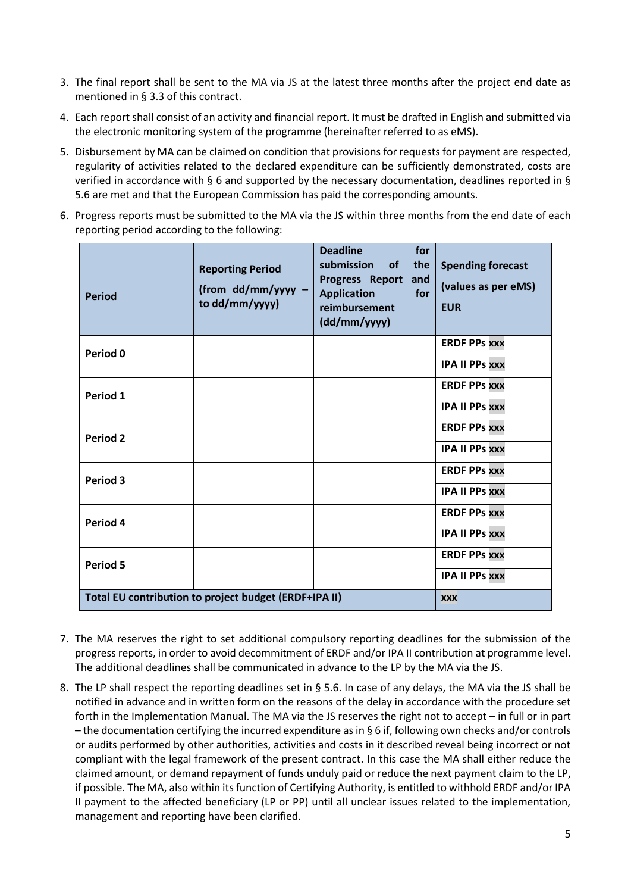3. The final report shall be sent to the MA via JS at the latest three months after the project end date as mentioned in § 3.3 of this contract.
4. Each report shall consist of an activity and financial report. It must be drafted in English and submitted via the electronic monitoring system of the programme (hereinafter referred to as eMS).
5. Disbursement by MA can be claimed on condition that provisions for requests for payment are respected, regularity of activities related to the declared expenditure can be sufficiently demonstrated, costs are verified in accordance with § 6 and supported by the necessary documentation, deadlines reported in § 5.6 are met and that the European Commission has paid the corresponding amounts.
6. Progress reports must be submitted to the MA via the JS within three months from the end date of each reporting period according to the following:

| **Period** | **Reporting Period (from dd/mm/yyyy – to dd/mm/yyyy)** | **Deadline for submission of the Progress Report and Application for reimbursement (dd/mm/yyyy)** | **Spending forecast (values as per eMS) EUR** |
|---|---|---|---|
| **Period 0** | | | **ERDF PPs xxx** |
| | | | **IPA II PPs xxx** |
| **Period 1** | | | **ERDF PPs xxx** |
| | | | **IPA II PPs xxx** |
| **Period 2** | | | **ERDF PPs xxx** |
| | | | **IPA II PPs xxx** |
| **Period 3** | | | **ERDF PPs xxx** |
| | | | **IPA II PPs xxx** |
| **Period 4** | | | **ERDF PPs xxx** |
| | | | **IPA II PPs xxx** |
| **Period 5** | | | **ERDF PPs xxx** |
| | | | **IPA II PPs xxx** |
| **Total EU contribution to project budget (ERDF+IPA II)** | | | **xxx** |

7. The MA reserves the right to set additional compulsory reporting deadlines for the submission of the progress reports, in order to avoid decommitment of ERDF and/or IPA II contribution at programme level. The additional deadlines shall be communicated in advance to the LP by the MA via the JS.
8. The LP shall respect the reporting deadlines set in § 5.6. In case of any delays, the MA via the JS shall be notified in advance and in written form on the reasons of the delay in accordance with the procedure set forth in the Implementation Manual. The MA via the JS reserves the right not to accept – in full or in part – the documentation certifying the incurred expenditure as in § 6 if, following own checks and/or controls or audits performed by other authorities, activities and costs in it described reveal being incorrect or not compliant with the legal framework of the present contract. In this case the MA shall either reduce the claimed amount, or demand repayment of funds unduly paid or reduce the next payment claim to the LP, if possible. The MA, also within its function of Certifying Authority, is entitled to withhold ERDF and/or IPA II payment to the affected beneficiary (LP or PP) until all unclear issues related to the implementation, management and reporting have been clarified.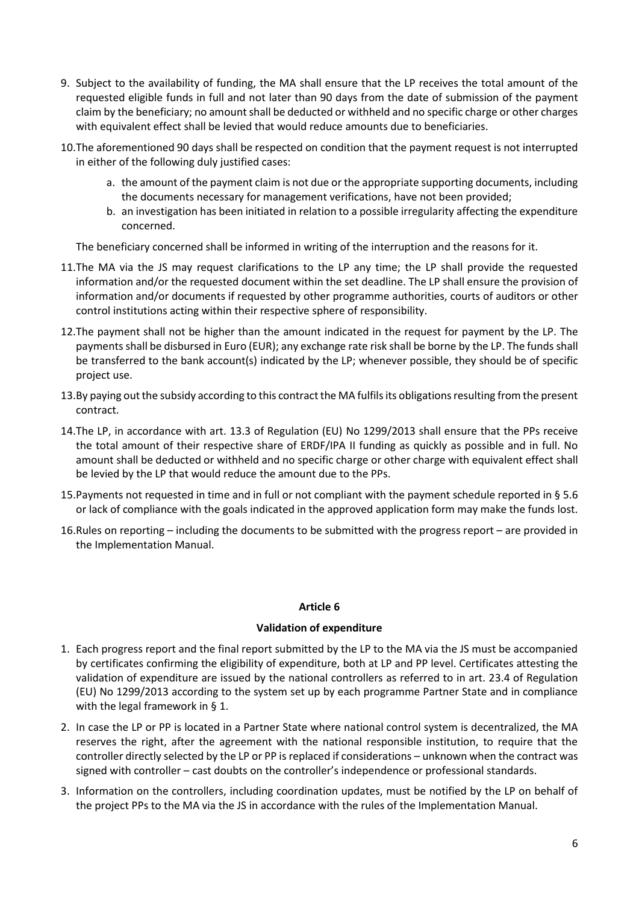9. Subject to the availability of funding, the MA shall ensure that the LP receives the total amount of the requested eligible funds in full and not later than 90 days from the date of submission of the payment claim by the beneficiary; no amount shall be deducted or withheld and no specific charge or other charges with equivalent effect shall be levied that would reduce amounts due to beneficiaries.

10. The aforementioned 90 days shall be respected on condition that the payment request is not interrupted in either of the following duly justified cases:

    a. the amount of the payment claim is not due or the appropriate supporting documents, including the documents necessary for management verifications, have not been provided;

    b. an investigation has been initiated in relation to a possible irregularity affecting the expenditure concerned.

    The beneficiary concerned shall be informed in writing of the interruption and the reasons for it.

11. The MA via the JS may request clarifications to the LP any time; the LP shall provide the requested information and/or the requested document within the set deadline. The LP shall ensure the provision of information and/or documents if requested by other programme authorities, courts of auditors or other control institutions acting within their respective sphere of responsibility.

12. The payment shall not be higher than the amount indicated in the request for payment by the LP. The payments shall be disbursed in Euro (EUR); any exchange rate risk shall be borne by the LP. The funds shall be transferred to the bank account(s) indicated by the LP; whenever possible, they should be of specific project use.

13. By paying out the subsidy according to this contract the MA fulfils its obligations resulting from the present contract.

14. The LP, in accordance with art. 13.3 of Regulation (EU) No 1299/2013 shall ensure that the PPs receive the total amount of their respective share of ERDF/IPA II funding as quickly as possible and in full. No amount shall be deducted or withheld and no specific charge or other charge with equivalent effect shall be levied by the LP that would reduce the amount due to the PPs.

15. Payments not requested in time and in full or not compliant with the payment schedule reported in § 5.6 or lack of compliance with the goals indicated in the approved application form may make the funds lost.

16. Rules on reporting – including the documents to be submitted with the progress report – are provided in the Implementation Manual.

## Article 6

### Validation of expenditure

1. Each progress report and the final report submitted by the LP to the MA via the JS must be accompanied by certificates confirming the eligibility of expenditure, both at LP and PP level. Certificates attesting the validation of expenditure are issued by the national controllers as referred to in art. 23.4 of Regulation (EU) No 1299/2013 according to the system set up by each programme Partner State and in compliance with the legal framework in § 1.

2. In case the LP or PP is located in a Partner State where national control system is decentralized, the MA reserves the right, after the agreement with the national responsible institution, to require that the controller directly selected by the LP or PP is replaced if considerations – unknown when the contract was signed with controller – cast doubts on the controller's independence or professional standards.

3. Information on the controllers, including coordination updates, must be notified by the LP on behalf of the project PPs to the MA via the JS in accordance with the rules of the Implementation Manual.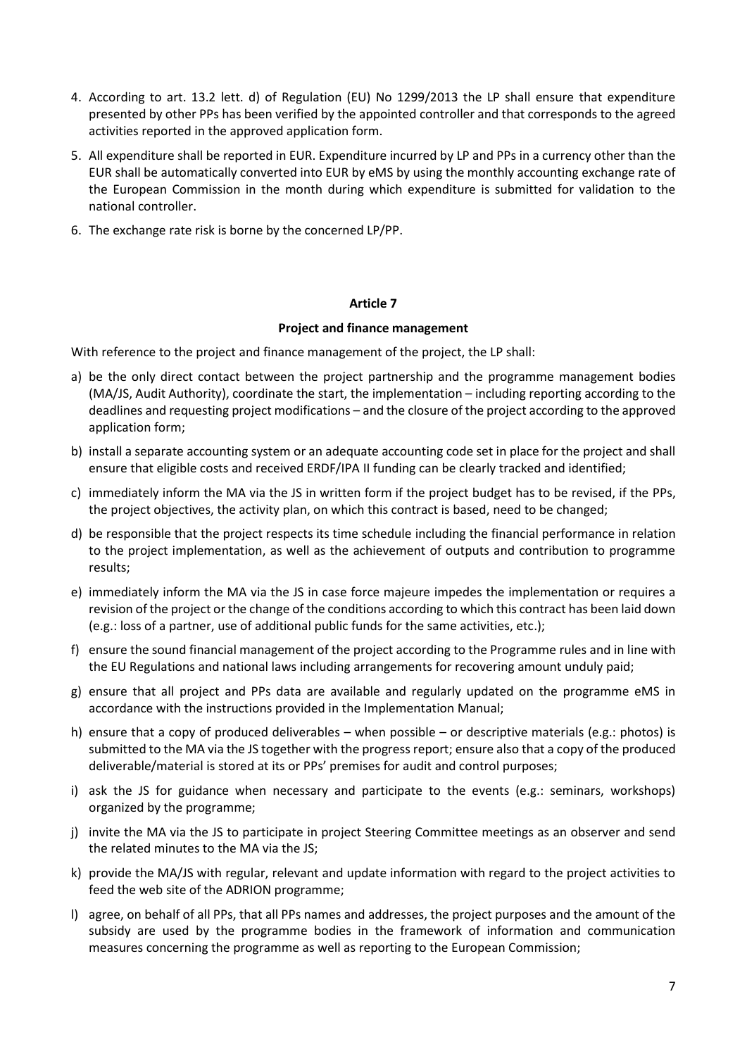4. According to art. 13.2 lett. d) of Regulation (EU) No 1299/2013 the LP shall ensure that expenditure presented by other PPs has been verified by the appointed controller and that corresponds to the agreed activities reported in the approved application form.
5. All expenditure shall be reported in EUR. Expenditure incurred by LP and PPs in a currency other than the EUR shall be automatically converted into EUR by eMS by using the monthly accounting exchange rate of the European Commission in the month during which expenditure is submitted for validation to the national controller.
6. The exchange rate risk is borne by the concerned LP/PP.

**Article 7**

**Project and finance management**

With reference to the project and finance management of the project, the LP shall:

a) be the only direct contact between the project partnership and the programme management bodies (MA/JS, Audit Authority), coordinate the start, the implementation – including reporting according to the deadlines and requesting project modifications – and the closure of the project according to the approved application form;

b) install a separate accounting system or an adequate accounting code set in place for the project and shall ensure that eligible costs and received ERDF/IPA II funding can be clearly tracked and identified;

c) immediately inform the MA via the JS in written form if the project budget has to be revised, if the PPs, the project objectives, the activity plan, on which this contract is based, need to be changed;

d) be responsible that the project respects its time schedule including the financial performance in relation to the project implementation, as well as the achievement of outputs and contribution to programme results;

e) immediately inform the MA via the JS in case force majeure impedes the implementation or requires a revision of the project or the change of the conditions according to which this contract has been laid down (e.g.: loss of a partner, use of additional public funds for the same activities, etc.);

f) ensure the sound financial management of the project according to the Programme rules and in line with the EU Regulations and national laws including arrangements for recovering amount unduly paid;

g) ensure that all project and PPs data are available and regularly updated on the programme eMS in accordance with the instructions provided in the Implementation Manual;

h) ensure that a copy of produced deliverables – when possible – or descriptive materials (e.g.: photos) is submitted to the MA via the JS together with the progress report; ensure also that a copy of the produced deliverable/material is stored at its or PPs' premises for audit and control purposes;

i) ask the JS for guidance when necessary and participate to the events (e.g.: seminars, workshops) organized by the programme;

j) invite the MA via the JS to participate in project Steering Committee meetings as an observer and send the related minutes to the MA via the JS;

k) provide the MA/JS with regular, relevant and update information with regard to the project activities to feed the web site of the ADRION programme;

l) agree, on behalf of all PPs, that all PPs names and addresses, the project purposes and the amount of the subsidy are used by the programme bodies in the framework of information and communication measures concerning the programme as well as reporting to the European Commission;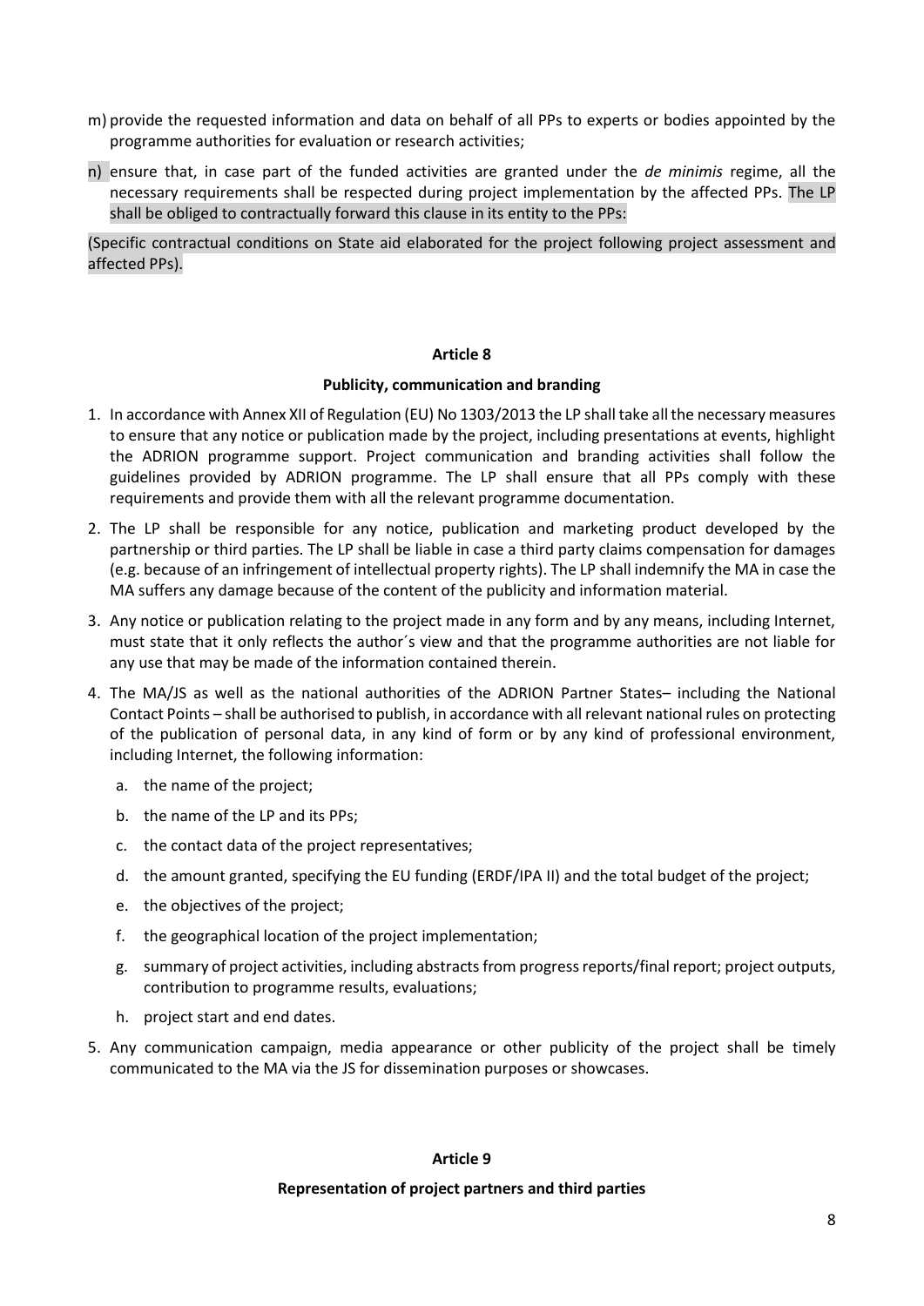m) provide the requested information and data on behalf of all PPs to experts or bodies appointed by the programme authorities for evaluation or research activities;

n) ensure that, in case part of the funded activities are granted under the *de minimis* regime, all the necessary requirements shall be respected during project implementation by the affected PPs. The LP shall be obliged to contractually forward this clause in its entity to the PPs:

(Specific contractual conditions on State aid elaborated for the project following project assessment and affected PPs).

## Article 8

### Publicity, communication and branding

1. In accordance with Annex XII of Regulation (EU) No 1303/2013 the LP shall take all the necessary measures to ensure that any notice or publication made by the project, including presentations at events, highlight the ADRION programme support. Project communication and branding activities shall follow the guidelines provided by ADRION programme. The LP shall ensure that all PPs comply with these requirements and provide them with all the relevant programme documentation.
2. The LP shall be responsible for any notice, publication and marketing product developed by the partnership or third parties. The LP shall be liable in case a third party claims compensation for damages (e.g. because of an infringement of intellectual property rights). The LP shall indemnify the MA in case the MA suffers any damage because of the content of the publicity and information material.
3. Any notice or publication relating to the project made in any form and by any means, including Internet, must state that it only reflects the author´s view and that the programme authorities are not liable for any use that may be made of the information contained therein.
4. The MA/JS as well as the national authorities of the ADRION Partner States– including the National Contact Points – shall be authorised to publish, in accordance with all relevant national rules on protecting of the publication of personal data, in any kind of form or by any kind of professional environment, including Internet, the following information:
   a. the name of the project;
   b. the name of the LP and its PPs;
   c. the contact data of the project representatives;
   d. the amount granted, specifying the EU funding (ERDF/IPA II) and the total budget of the project;
   e. the objectives of the project;
   f. the geographical location of the project implementation;
   g. summary of project activities, including abstracts from progress reports/final report; project outputs, contribution to programme results, evaluations;
   h. project start and end dates.
5. Any communication campaign, media appearance or other publicity of the project shall be timely communicated to the MA via the JS for dissemination purposes or showcases.

## Article 9

### Representation of project partners and third parties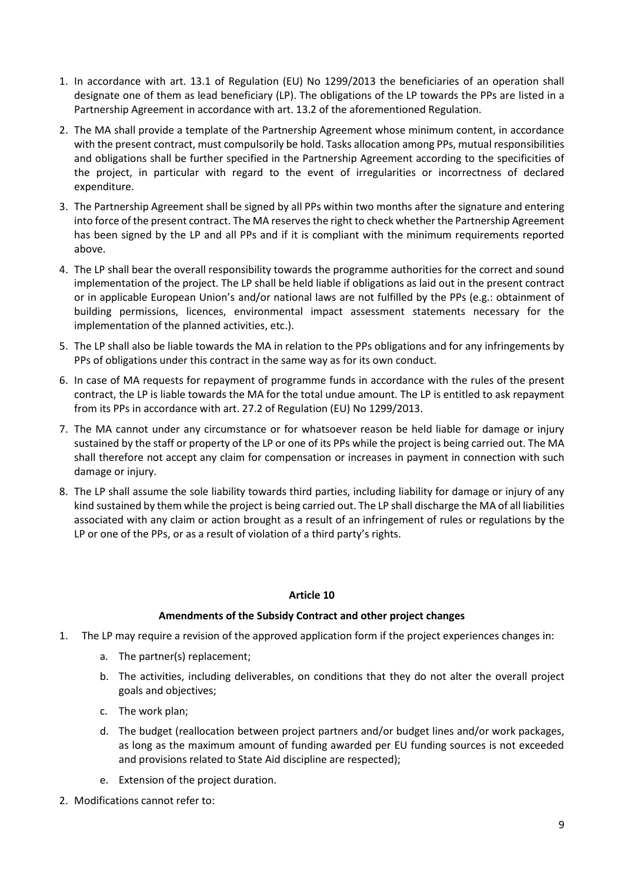1. In accordance with art. 13.1 of Regulation (EU) No 1299/2013 the beneficiaries of an operation shall designate one of them as lead beneficiary (LP). The obligations of the LP towards the PPs are listed in a Partnership Agreement in accordance with art. 13.2 of the aforementioned Regulation.
2. The MA shall provide a template of the Partnership Agreement whose minimum content, in accordance with the present contract, must compulsorily be hold. Tasks allocation among PPs, mutual responsibilities and obligations shall be further specified in the Partnership Agreement according to the specificities of the project, in particular with regard to the event of irregularities or incorrectness of declared expenditure.
3. The Partnership Agreement shall be signed by all PPs within two months after the signature and entering into force of the present contract. The MA reserves the right to check whether the Partnership Agreement has been signed by the LP and all PPs and if it is compliant with the minimum requirements reported above.
4. The LP shall bear the overall responsibility towards the programme authorities for the correct and sound implementation of the project. The LP shall be held liable if obligations as laid out in the present contract or in applicable European Union's and/or national laws are not fulfilled by the PPs (e.g.: obtainment of building permissions, licences, environmental impact assessment statements necessary for the implementation of the planned activities, etc.).
5. The LP shall also be liable towards the MA in relation to the PPs obligations and for any infringements by PPs of obligations under this contract in the same way as for its own conduct.
6. In case of MA requests for repayment of programme funds in accordance with the rules of the present contract, the LP is liable towards the MA for the total undue amount. The LP is entitled to ask repayment from its PPs in accordance with art. 27.2 of Regulation (EU) No 1299/2013.
7. The MA cannot under any circumstance or for whatsoever reason be held liable for damage or injury sustained by the staff or property of the LP or one of its PPs while the project is being carried out. The MA shall therefore not accept any claim for compensation or increases in payment in connection with such damage or injury.
8. The LP shall assume the sole liability towards third parties, including liability for damage or injury of any kind sustained by them while the project is being carried out. The LP shall discharge the MA of all liabilities associated with any claim or action brought as a result of an infringement of rules or regulations by the LP or one of the PPs, or as a result of violation of a third party's rights.

**Article 10**

**Amendments of the Subsidy Contract and other project changes**

1. The LP may require a revision of the approved application form if the project experiences changes in:
   a. The partner(s) replacement;
   b. The activities, including deliverables, on conditions that they do not alter the overall project goals and objectives;
   c. The work plan;
   d. The budget (reallocation between project partners and/or budget lines and/or work packages, as long as the maximum amount of funding awarded per EU funding sources is not exceeded and provisions related to State Aid discipline are respected);
   e. Extension of the project duration.
2. Modifications cannot refer to: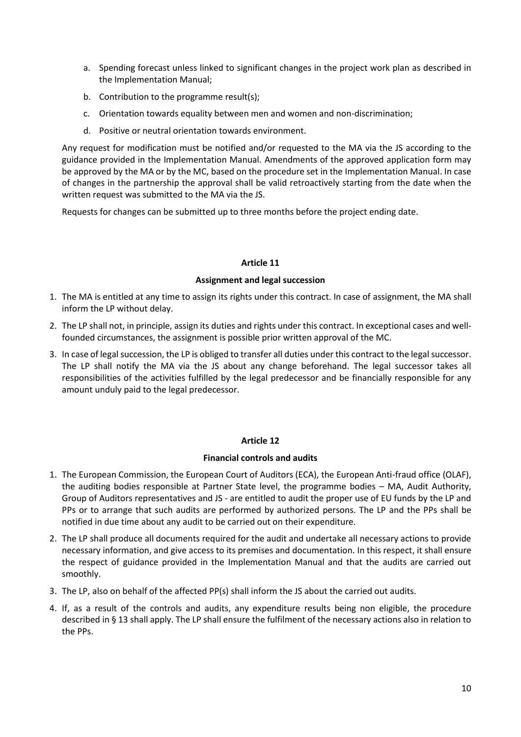a. Spending forecast unless linked to significant changes in the project work plan as described in the Implementation Manual;

b. Contribution to the programme result(s);

c. Orientation towards equality between men and women and non-discrimination;

d. Positive or neutral orientation towards environment.

Any request for modification must be notified and/or requested to the MA via the JS according to the guidance provided in the Implementation Manual. Amendments of the approved application form may be approved by the MA or by the MC, based on the procedure set in the Implementation Manual. In case of changes in the partnership the approval shall be valid retroactively starting from the date when the written request was submitted to the MA via the JS.

Requests for changes can be submitted up to three months before the project ending date.

## Article 11

### Assignment and legal succession

1. The MA is entitled at any time to assign its rights under this contract. In case of assignment, the MA shall inform the LP without delay.
2. The LP shall not, in principle, assign its duties and rights under this contract. In exceptional cases and well-founded circumstances, the assignment is possible prior written approval of the MC.
3. In case of legal succession, the LP is obliged to transfer all duties under this contract to the legal successor. The LP shall notify the MA via the JS about any change beforehand. The legal successor takes all responsibilities of the activities fulfilled by the legal predecessor and be financially responsible for any amount unduly paid to the legal predecessor.

## Article 12

### Financial controls and audits

1. The European Commission, the European Court of Auditors (ECA), the European Anti-fraud office (OLAF), the auditing bodies responsible at Partner State level, the programme bodies – MA, Audit Authority, Group of Auditors representatives and JS - are entitled to audit the proper use of EU funds by the LP and PPs or to arrange that such audits are performed by authorized persons. The LP and the PPs shall be notified in due time about any audit to be carried out on their expenditure.
2. The LP shall produce all documents required for the audit and undertake all necessary actions to provide necessary information, and give access to its premises and documentation. In this respect, it shall ensure the respect of guidance provided in the Implementation Manual and that the audits are carried out smoothly.
3. The LP, also on behalf of the affected PP(s) shall inform the JS about the carried out audits.
4. If, as a result of the controls and audits, any expenditure results being non eligible, the procedure described in § 13 shall apply. The LP shall ensure the fulfilment of the necessary actions also in relation to the PPs.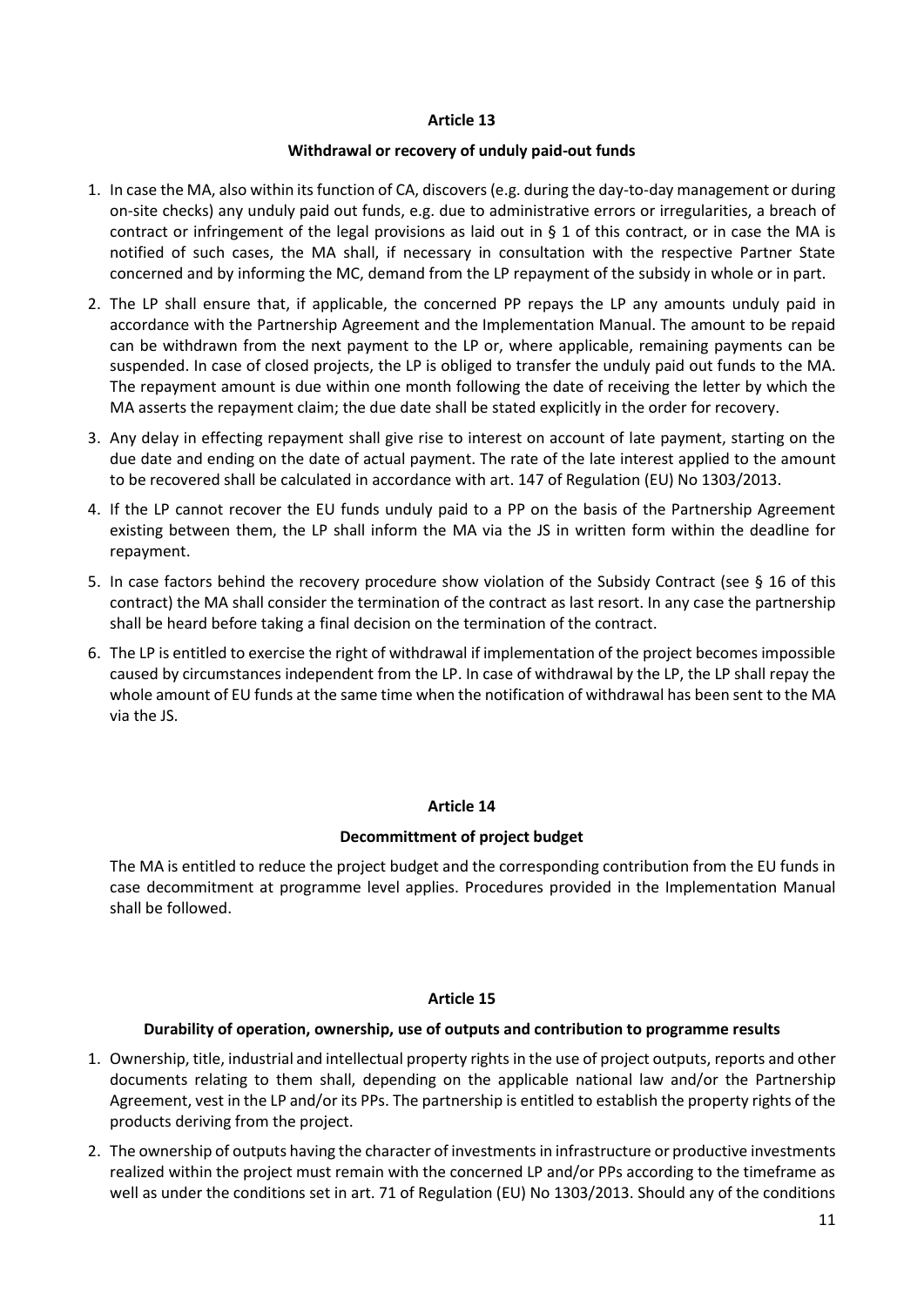## Article 13

### Withdrawal or recovery of unduly paid-out funds

1. In case the MA, also within its function of CA, discovers (e.g. during the day-to-day management or during on-site checks) any unduly paid out funds, e.g. due to administrative errors or irregularities, a breach of contract or infringement of the legal provisions as laid out in § 1 of this contract, or in case the MA is notified of such cases, the MA shall, if necessary in consultation with the respective Partner State concerned and by informing the MC, demand from the LP repayment of the subsidy in whole or in part.
2. The LP shall ensure that, if applicable, the concerned PP repays the LP any amounts unduly paid in accordance with the Partnership Agreement and the Implementation Manual. The amount to be repaid can be withdrawn from the next payment to the LP or, where applicable, remaining payments can be suspended. In case of closed projects, the LP is obliged to transfer the unduly paid out funds to the MA. The repayment amount is due within one month following the date of receiving the letter by which the MA asserts the repayment claim; the due date shall be stated explicitly in the order for recovery.
3. Any delay in effecting repayment shall give rise to interest on account of late payment, starting on the due date and ending on the date of actual payment. The rate of the late interest applied to the amount to be recovered shall be calculated in accordance with art. 147 of Regulation (EU) No 1303/2013.
4. If the LP cannot recover the EU funds unduly paid to a PP on the basis of the Partnership Agreement existing between them, the LP shall inform the MA via the JS in written form within the deadline for repayment.
5. In case factors behind the recovery procedure show violation of the Subsidy Contract (see § 16 of this contract) the MA shall consider the termination of the contract as last resort. In any case the partnership shall be heard before taking a final decision on the termination of the contract.
6. The LP is entitled to exercise the right of withdrawal if implementation of the project becomes impossible caused by circumstances independent from the LP. In case of withdrawal by the LP, the LP shall repay the whole amount of EU funds at the same time when the notification of withdrawal has been sent to the MA via the JS.

## Article 14

### Decommittment of project budget

The MA is entitled to reduce the project budget and the corresponding contribution from the EU funds in case decommitment at programme level applies. Procedures provided in the Implementation Manual shall be followed.

## Article 15

### Durability of operation, ownership, use of outputs and contribution to programme results

1. Ownership, title, industrial and intellectual property rights in the use of project outputs, reports and other documents relating to them shall, depending on the applicable national law and/or the Partnership Agreement, vest in the LP and/or its PPs. The partnership is entitled to establish the property rights of the products deriving from the project.
2. The ownership of outputs having the character of investments in infrastructure or productive investments realized within the project must remain with the concerned LP and/or PPs according to the timeframe as well as under the conditions set in art. 71 of Regulation (EU) No 1303/2013. Should any of the conditions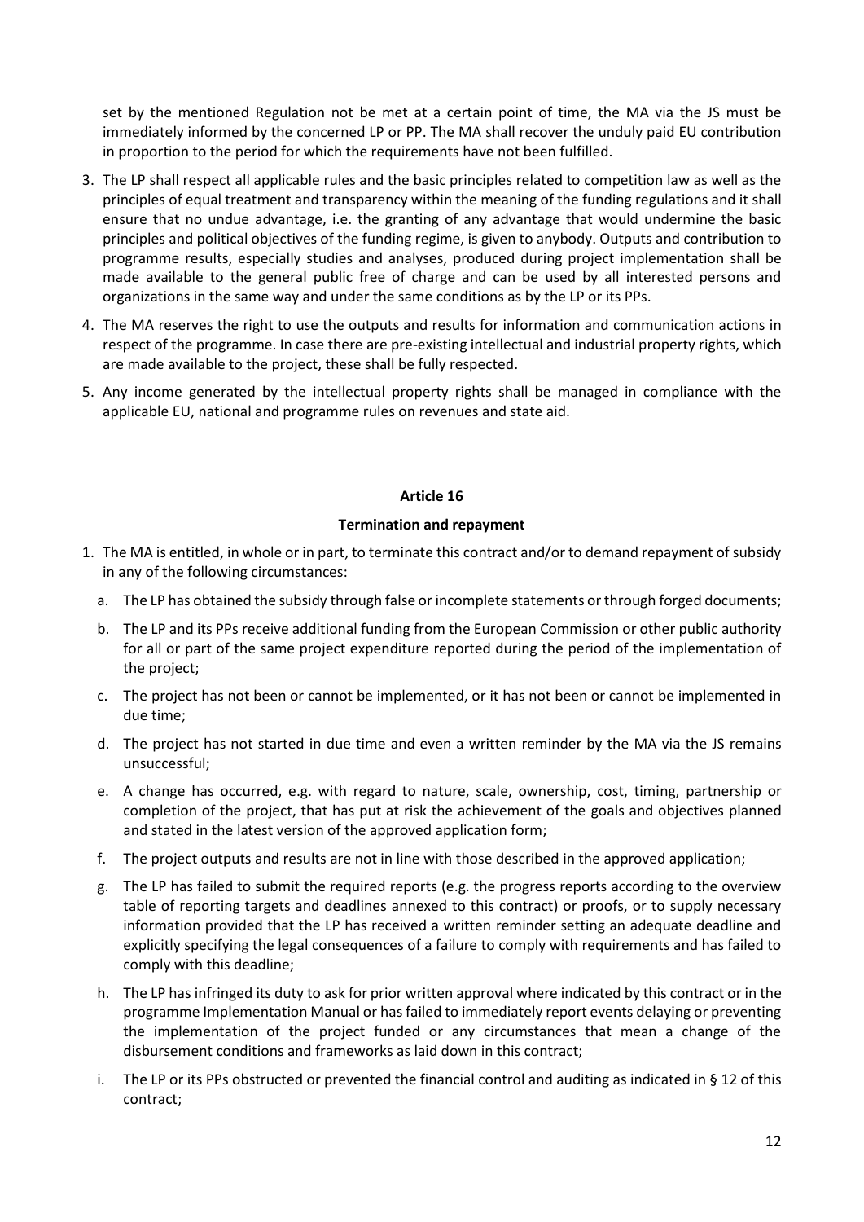set by the mentioned Regulation not be met at a certain point of time, the MA via the JS must be immediately informed by the concerned LP or PP. The MA shall recover the unduly paid EU contribution in proportion to the period for which the requirements have not been fulfilled.

3. The LP shall respect all applicable rules and the basic principles related to competition law as well as the principles of equal treatment and transparency within the meaning of the funding regulations and it shall ensure that no undue advantage, i.e. the granting of any advantage that would undermine the basic principles and political objectives of the funding regime, is given to anybody. Outputs and contribution to programme results, especially studies and analyses, produced during project implementation shall be made available to the general public free of charge and can be used by all interested persons and organizations in the same way and under the same conditions as by the LP or its PPs.
4. The MA reserves the right to use the outputs and results for information and communication actions in respect of the programme. In case there are pre-existing intellectual and industrial property rights, which are made available to the project, these shall be fully respected.
5. Any income generated by the intellectual property rights shall be managed in compliance with the applicable EU, national and programme rules on revenues and state aid.

**Article 16**

**Termination and repayment**

1. The MA is entitled, in whole or in part, to terminate this contract and/or to demand repayment of subsidy in any of the following circumstances:
   a. The LP has obtained the subsidy through false or incomplete statements or through forged documents;
   b. The LP and its PPs receive additional funding from the European Commission or other public authority for all or part of the same project expenditure reported during the period of the implementation of the project;
   c. The project has not been or cannot be implemented, or it has not been or cannot be implemented in due time;
   d. The project has not started in due time and even a written reminder by the MA via the JS remains unsuccessful;
   e. A change has occurred, e.g. with regard to nature, scale, ownership, cost, timing, partnership or completion of the project, that has put at risk the achievement of the goals and objectives planned and stated in the latest version of the approved application form;
   f. The project outputs and results are not in line with those described in the approved application;
   g. The LP has failed to submit the required reports (e.g. the progress reports according to the overview table of reporting targets and deadlines annexed to this contract) or proofs, or to supply necessary information provided that the LP has received a written reminder setting an adequate deadline and explicitly specifying the legal consequences of a failure to comply with requirements and has failed to comply with this deadline;
   h. The LP has infringed its duty to ask for prior written approval where indicated by this contract or in the programme Implementation Manual or has failed to immediately report events delaying or preventing the implementation of the project funded or any circumstances that mean a change of the disbursement conditions and frameworks as laid down in this contract;
   i. The LP or its PPs obstructed or prevented the financial control and auditing as indicated in § 12 of this contract;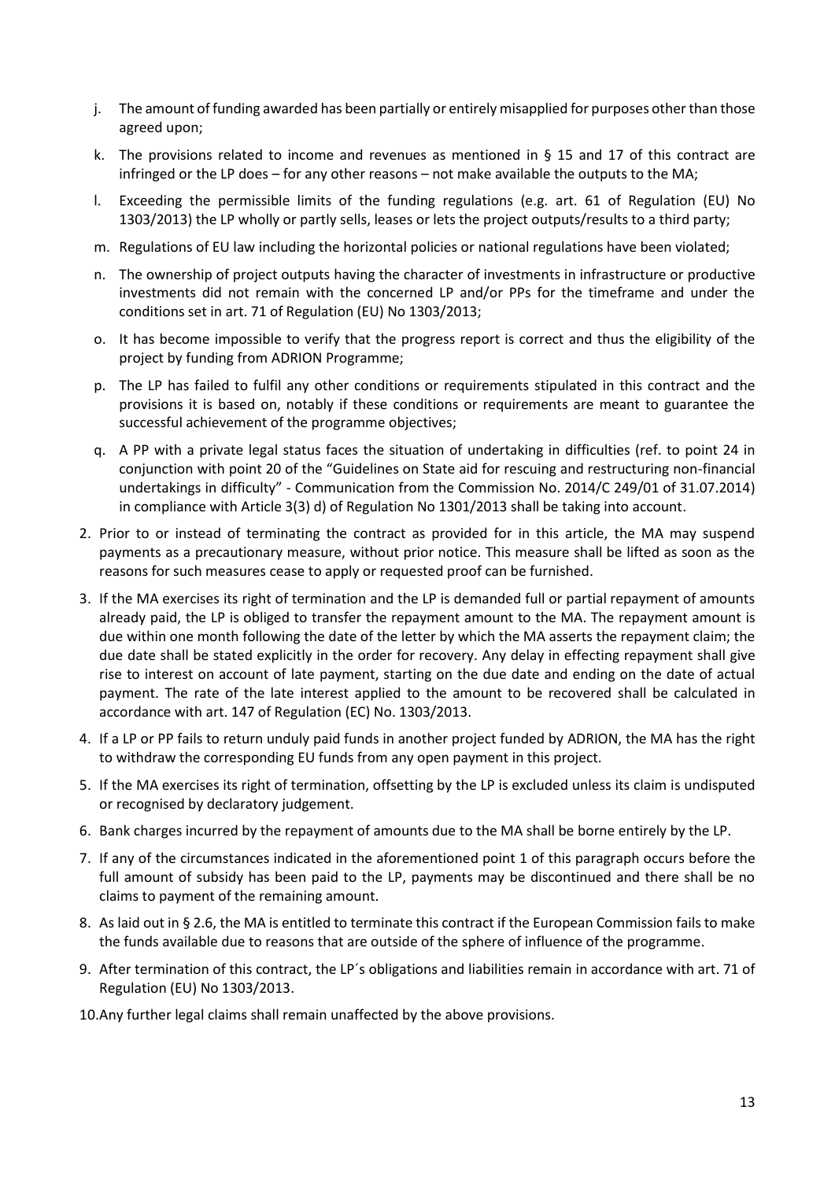j. The amount of funding awarded has been partially or entirely misapplied for purposes other than those agreed upon;

k. The provisions related to income and revenues as mentioned in § 15 and 17 of this contract are infringed or the LP does – for any other reasons – not make available the outputs to the MA;

l. Exceeding the permissible limits of the funding regulations (e.g. art. 61 of Regulation (EU) No 1303/2013) the LP wholly or partly sells, leases or lets the project outputs/results to a third party;

m. Regulations of EU law including the horizontal policies or national regulations have been violated;

n. The ownership of project outputs having the character of investments in infrastructure or productive investments did not remain with the concerned LP and/or PPs for the timeframe and under the conditions set in art. 71 of Regulation (EU) No 1303/2013;

o. It has become impossible to verify that the progress report is correct and thus the eligibility of the project by funding from ADRION Programme;

p. The LP has failed to fulfil any other conditions or requirements stipulated in this contract and the provisions it is based on, notably if these conditions or requirements are meant to guarantee the successful achievement of the programme objectives;

q. A PP with a private legal status faces the situation of undertaking in difficulties (ref. to point 24 in conjunction with point 20 of the "Guidelines on State aid for rescuing and restructuring non-financial undertakings in difficulty" - Communication from the Commission No. 2014/C 249/01 of 31.07.2014) in compliance with Article 3(3) d) of Regulation No 1301/2013 shall be taking into account.

2. Prior to or instead of terminating the contract as provided for in this article, the MA may suspend payments as a precautionary measure, without prior notice. This measure shall be lifted as soon as the reasons for such measures cease to apply or requested proof can be furnished.

3. If the MA exercises its right of termination and the LP is demanded full or partial repayment of amounts already paid, the LP is obliged to transfer the repayment amount to the MA. The repayment amount is due within one month following the date of the letter by which the MA asserts the repayment claim; the due date shall be stated explicitly in the order for recovery. Any delay in effecting repayment shall give rise to interest on account of late payment, starting on the due date and ending on the date of actual payment. The rate of the late interest applied to the amount to be recovered shall be calculated in accordance with art. 147 of Regulation (EC) No. 1303/2013.

4. If a LP or PP fails to return unduly paid funds in another project funded by ADRION, the MA has the right to withdraw the corresponding EU funds from any open payment in this project.

5. If the MA exercises its right of termination, offsetting by the LP is excluded unless its claim is undisputed or recognised by declaratory judgement.

6. Bank charges incurred by the repayment of amounts due to the MA shall be borne entirely by the LP.

7. If any of the circumstances indicated in the aforementioned point 1 of this paragraph occurs before the full amount of subsidy has been paid to the LP, payments may be discontinued and there shall be no claims to payment of the remaining amount.

8. As laid out in § 2.6, the MA is entitled to terminate this contract if the European Commission fails to make the funds available due to reasons that are outside of the sphere of influence of the programme.

9. After termination of this contract, the LP´s obligations and liabilities remain in accordance with art. 71 of Regulation (EU) No 1303/2013.

10. Any further legal claims shall remain unaffected by the above provisions.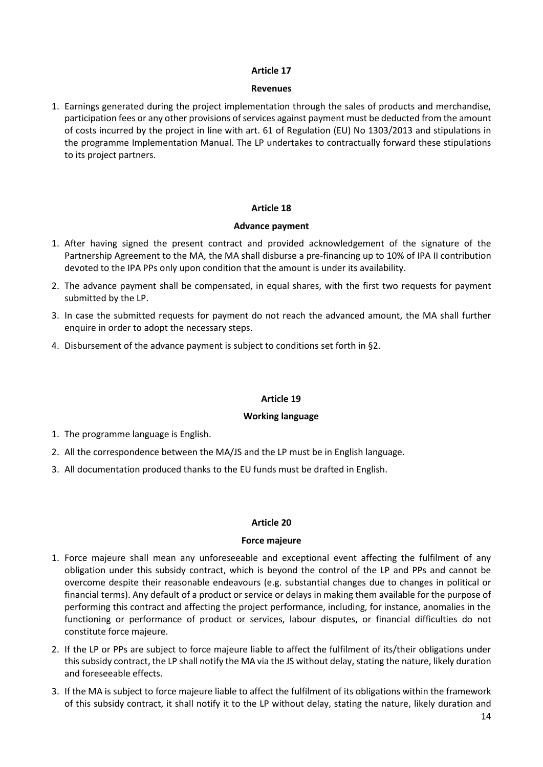**Article 17**

**Revenues**

1. Earnings generated during the project implementation through the sales of products and merchandise, participation fees or any other provisions of services against payment must be deducted from the amount of costs incurred by the project in line with art. 61 of Regulation (EU) No 1303/2013 and stipulations in the programme Implementation Manual. The LP undertakes to contractually forward these stipulations to its project partners.

**Article 18**

**Advance payment**

1. After having signed the present contract and provided acknowledgement of the signature of the Partnership Agreement to the MA, the MA shall disburse a pre-financing up to 10% of IPA II contribution devoted to the IPA PPs only upon condition that the amount is under its availability.
2. The advance payment shall be compensated, in equal shares, with the first two requests for payment submitted by the LP.
3. In case the submitted requests for payment do not reach the advanced amount, the MA shall further enquire in order to adopt the necessary steps.
4. Disbursement of the advance payment is subject to conditions set forth in §2.

**Article 19**

**Working language**

1. The programme language is English.
2. All the correspondence between the MA/JS and the LP must be in English language.
3. All documentation produced thanks to the EU funds must be drafted in English.

**Article 20**

**Force majeure**

1. Force majeure shall mean any unforeseeable and exceptional event affecting the fulfilment of any obligation under this subsidy contract, which is beyond the control of the LP and PPs and cannot be overcome despite their reasonable endeavours (e.g. substantial changes due to changes in political or financial terms). Any default of a product or service or delays in making them available for the purpose of performing this contract and affecting the project performance, including, for instance, anomalies in the functioning or performance of product or services, labour disputes, or financial difficulties do not constitute force majeure.
2. If the LP or PPs are subject to force majeure liable to affect the fulfilment of its/their obligations under this subsidy contract, the LP shall notify the MA via the JS without delay, stating the nature, likely duration and foreseeable effects.
3. If the MA is subject to force majeure liable to affect the fulfilment of its obligations within the framework of this subsidy contract, it shall notify it to the LP without delay, stating the nature, likely duration and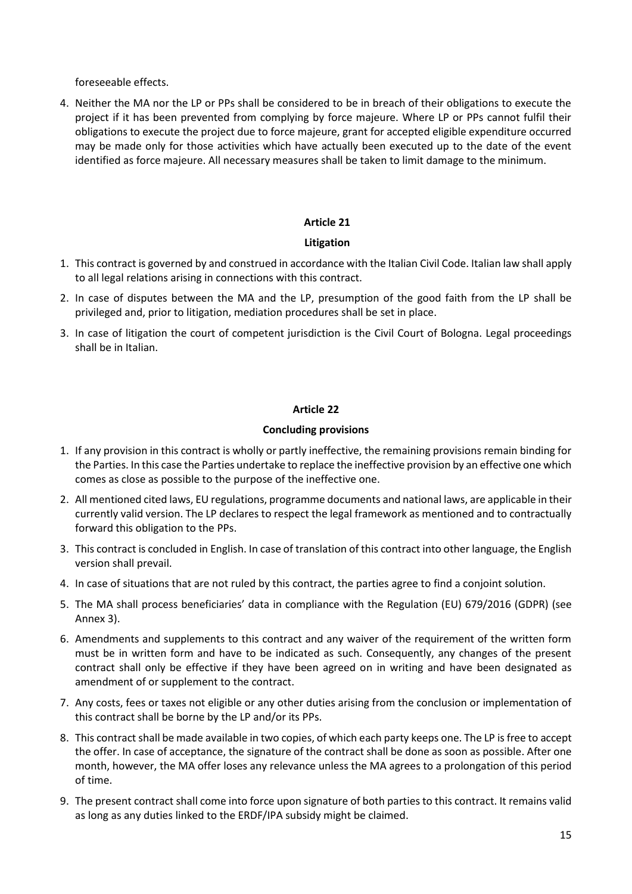foreseeable effects.

4. Neither the MA nor the LP or PPs shall be considered to be in breach of their obligations to execute the project if it has been prevented from complying by force majeure. Where LP or PPs cannot fulfil their obligations to execute the project due to force majeure, grant for accepted eligible expenditure occurred may be made only for those activities which have actually been executed up to the date of the event identified as force majeure. All necessary measures shall be taken to limit damage to the minimum.

## Article 21

### Litigation

1. This contract is governed by and construed in accordance with the Italian Civil Code. Italian law shall apply to all legal relations arising in connections with this contract.
2. In case of disputes between the MA and the LP, presumption of the good faith from the LP shall be privileged and, prior to litigation, mediation procedures shall be set in place.
3. In case of litigation the court of competent jurisdiction is the Civil Court of Bologna. Legal proceedings shall be in Italian.

## Article 22

### Concluding provisions

1. If any provision in this contract is wholly or partly ineffective, the remaining provisions remain binding for the Parties. In this case the Parties undertake to replace the ineffective provision by an effective one which comes as close as possible to the purpose of the ineffective one.
2. All mentioned cited laws, EU regulations, programme documents and national laws, are applicable in their currently valid version. The LP declares to respect the legal framework as mentioned and to contractually forward this obligation to the PPs.
3. This contract is concluded in English. In case of translation of this contract into other language, the English version shall prevail.
4. In case of situations that are not ruled by this contract, the parties agree to find a conjoint solution.
5. The MA shall process beneficiaries' data in compliance with the Regulation (EU) 679/2016 (GDPR) (see Annex 3).
6. Amendments and supplements to this contract and any waiver of the requirement of the written form must be in written form and have to be indicated as such. Consequently, any changes of the present contract shall only be effective if they have been agreed on in writing and have been designated as amendment of or supplement to the contract.
7. Any costs, fees or taxes not eligible or any other duties arising from the conclusion or implementation of this contract shall be borne by the LP and/or its PPs.
8. This contract shall be made available in two copies, of which each party keeps one. The LP is free to accept the offer. In case of acceptance, the signature of the contract shall be done as soon as possible. After one month, however, the MA offer loses any relevance unless the MA agrees to a prolongation of this period of time.
9. The present contract shall come into force upon signature of both parties to this contract. It remains valid as long as any duties linked to the ERDF/IPA subsidy might be claimed.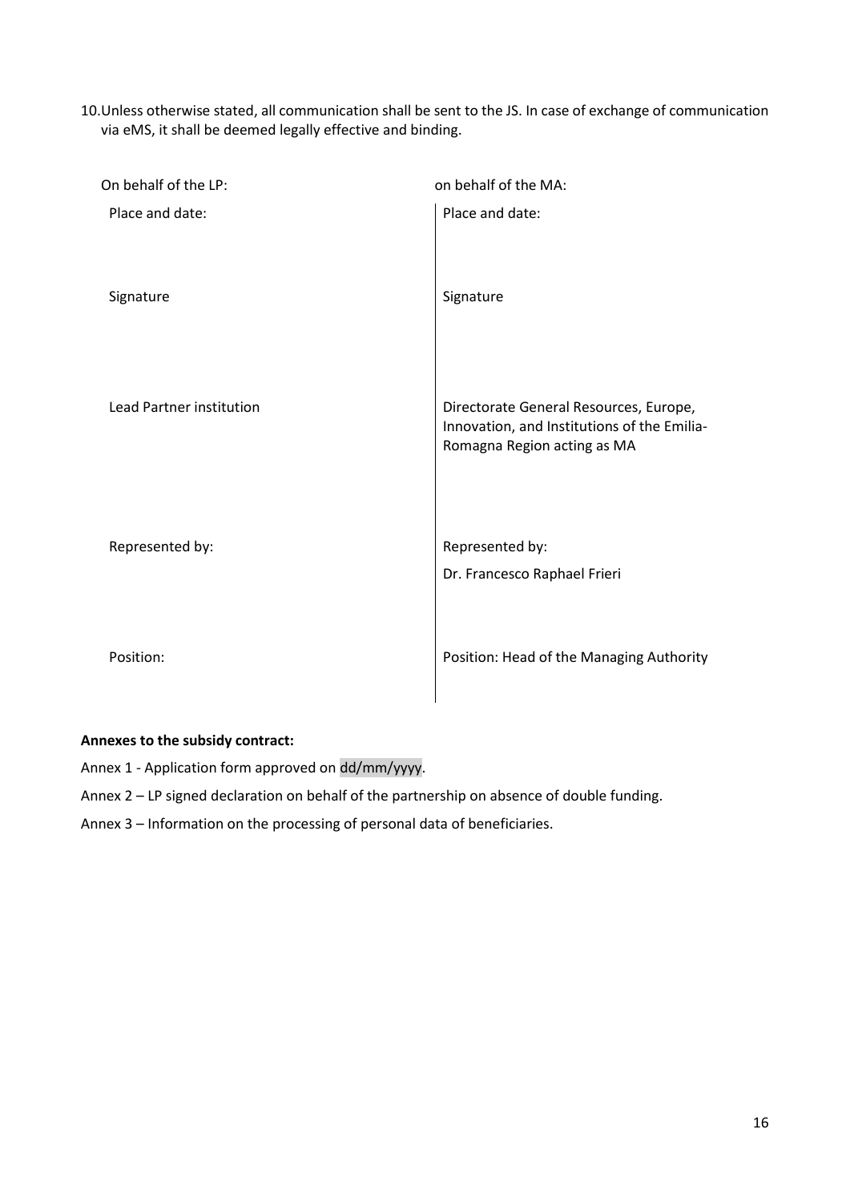10. Unless otherwise stated, all communication shall be sent to the JS. In case of exchange of communication via eMS, it shall be deemed legally effective and binding.

| On behalf of the LP: | on behalf of the MA: |
|---|---|
| Place and date: | Place and date: |
| Signature | Signature |
| Lead Partner institution | Directorate General Resources, Europe, Innovation, and Institutions of the Emilia-Romagna Region acting as MA |
| Represented by: | Represented by: Dr. Francesco Raphael Frieri |
| Position: | Position: Head of the Managing Authority |

**Annexes to the subsidy contract:**

Annex 1 - Application form approved on dd/mm/yyyy.

Annex 2 – LP signed declaration on behalf of the partnership on absence of double funding.

Annex 3 – Information on the processing of personal data of beneficiaries.